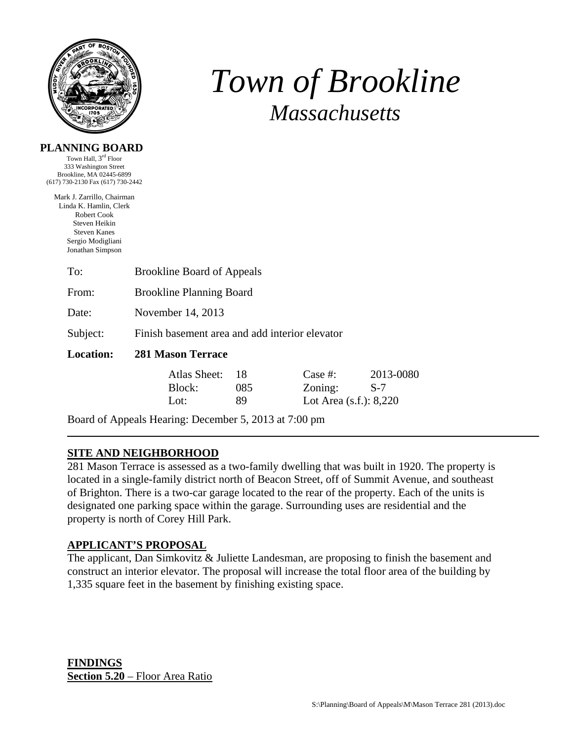# *Town of Brookline*

## *Massachusetts*

**PLANNING BOARD**

Town Hall, 3rd Floor
333 Washington Street
Brookline, MA 02445-6899
(617) 730-2130 Fax (617) 730-2442

Mark J. Zarrillo, Chairman
Linda K. Hamlin, Clerk
Robert Cook
Steven Heikin
Steven Kanes
Sergio Modigliani
Jonathan Simpson

To: Brookline Board of Appeals

From: Brookline Planning Board

Date: November 14, 2013

Subject: Finish basement area and add interior elevator

**Location: 281 Mason Terrace**

| Atlas Sheet: | 18 | Case #: | 2013-0080 |
|---|---|---|---|
| Block: | 085 | Zoning: | S-7 |
| Lot: | 89 | Lot Area (s.f.): 8,220 | |

Board of Appeals Hearing: December 5, 2013 at 7:00 pm

---

## SITE AND NEIGHBORHOOD

281 Mason Terrace is assessed as a two-family dwelling that was built in 1920. The property is located in a single-family district north of Beacon Street, off of Summit Avenue, and southeast of Brighton. There is a two-car garage located to the rear of the property. Each of the units is designated one parking space within the garage. Surrounding uses are residential and the property is north of Corey Hill Park.

## APPLICANT'S PROPOSAL

The applicant, Dan Simkovitz & Juliette Landesman, are proposing to finish the basement and construct an interior elevator. The proposal will increase the total floor area of the building by 1,335 square feet in the basement by finishing existing space.

## FINDINGS

**Section 5.20** – Floor Area Ratio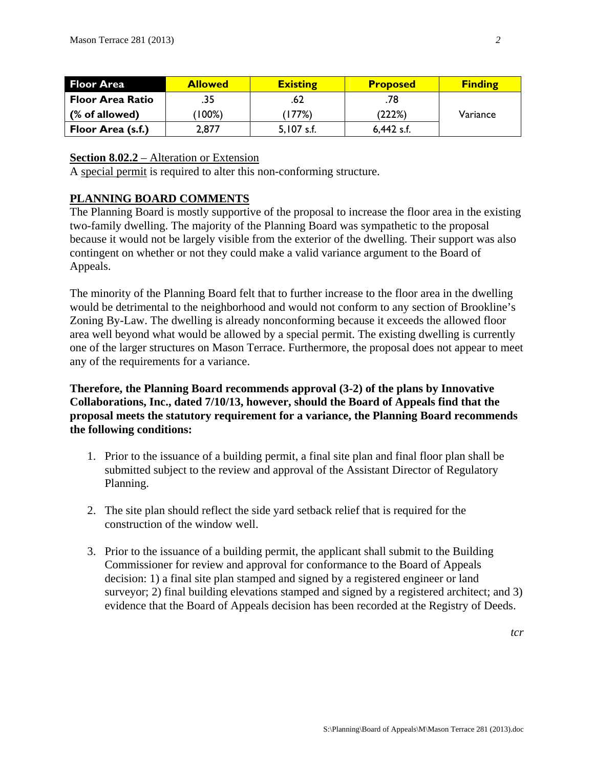| Floor Area | Allowed | Existing | Proposed | Finding |
|---|---|---|---|---|
| Floor Area Ratio | .35 | .62 | .78 | Variance |
| (% of allowed) | (100%) | (177%) | (222%) | |
| Floor Area (s.f.) | 2,877 | 5,107 s.f. | 6,442 s.f. | |

**Section 8.02.2** – Alteration or Extension
A special permit is required to alter this non-conforming structure.

## PLANNING BOARD COMMENTS

The Planning Board is mostly supportive of the proposal to increase the floor area in the existing two-family dwelling. The majority of the Planning Board was sympathetic to the proposal because it would not be largely visible from the exterior of the dwelling. Their support was also contingent on whether or not they could make a valid variance argument to the Board of Appeals.

The minority of the Planning Board felt that to further increase to the floor area in the dwelling would be detrimental to the neighborhood and would not conform to any section of Brookline's Zoning By-Law. The dwelling is already nonconforming because it exceeds the allowed floor area well beyond what would be allowed by a special permit. The existing dwelling is currently one of the larger structures on Mason Terrace. Furthermore, the proposal does not appear to meet any of the requirements for a variance.

**Therefore, the Planning Board recommends approval (3-2) of the plans by Innovative Collaborations, Inc., dated 7/10/13, however, should the Board of Appeals find that the proposal meets the statutory requirement for a variance, the Planning Board recommends the following conditions:**

1. Prior to the issuance of a building permit, a final site plan and final floor plan shall be submitted subject to the review and approval of the Assistant Director of Regulatory Planning.

2. The site plan should reflect the side yard setback relief that is required for the construction of the window well.

3. Prior to the issuance of a building permit, the applicant shall submit to the Building Commissioner for review and approval for conformance to the Board of Appeals decision: 1) a final site plan stamped and signed by a registered engineer or land surveyor; 2) final building elevations stamped and signed by a registered architect; and 3) evidence that the Board of Appeals decision has been recorded at the Registry of Deeds.

*tcr*